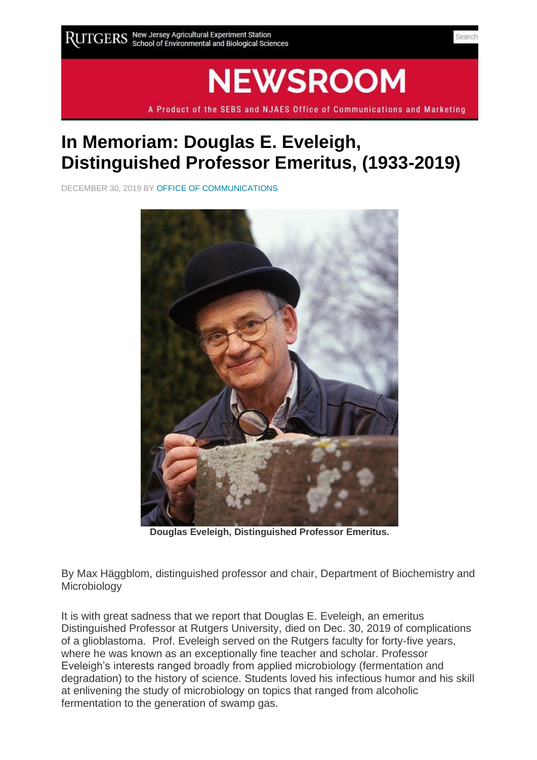RUTGERS New Jersey Agricultural Experiment Station School of Environmental and Biological Sciences

# NEWSROOM

A Product of the SEBS and NJAES Office of Communications and Marketing

# In Memoriam: Douglas E. Eveleigh, Distinguished Professor Emeritus, (1933-2019)

DECEMBER 30, 2019 BY OFFICE OF COMMUNICATIONS

**Douglas Eveleigh, Distinguished Professor Emeritus.**

By Max Häggblom, distinguished professor and chair, Department of Biochemistry and Microbiology

It is with great sadness that we report that Douglas E. Eveleigh, an emeritus Distinguished Professor at Rutgers University, died on Dec. 30, 2019 of complications of a glioblastoma. Prof. Eveleigh served on the Rutgers faculty for forty-five years, where he was known as an exceptionally fine teacher and scholar. Professor Eveleigh's interests ranged broadly from applied microbiology (fermentation and degradation) to the history of science. Students loved his infectious humor and his skill at enlivening the study of microbiology on topics that ranged from alcoholic fermentation to the generation of swamp gas.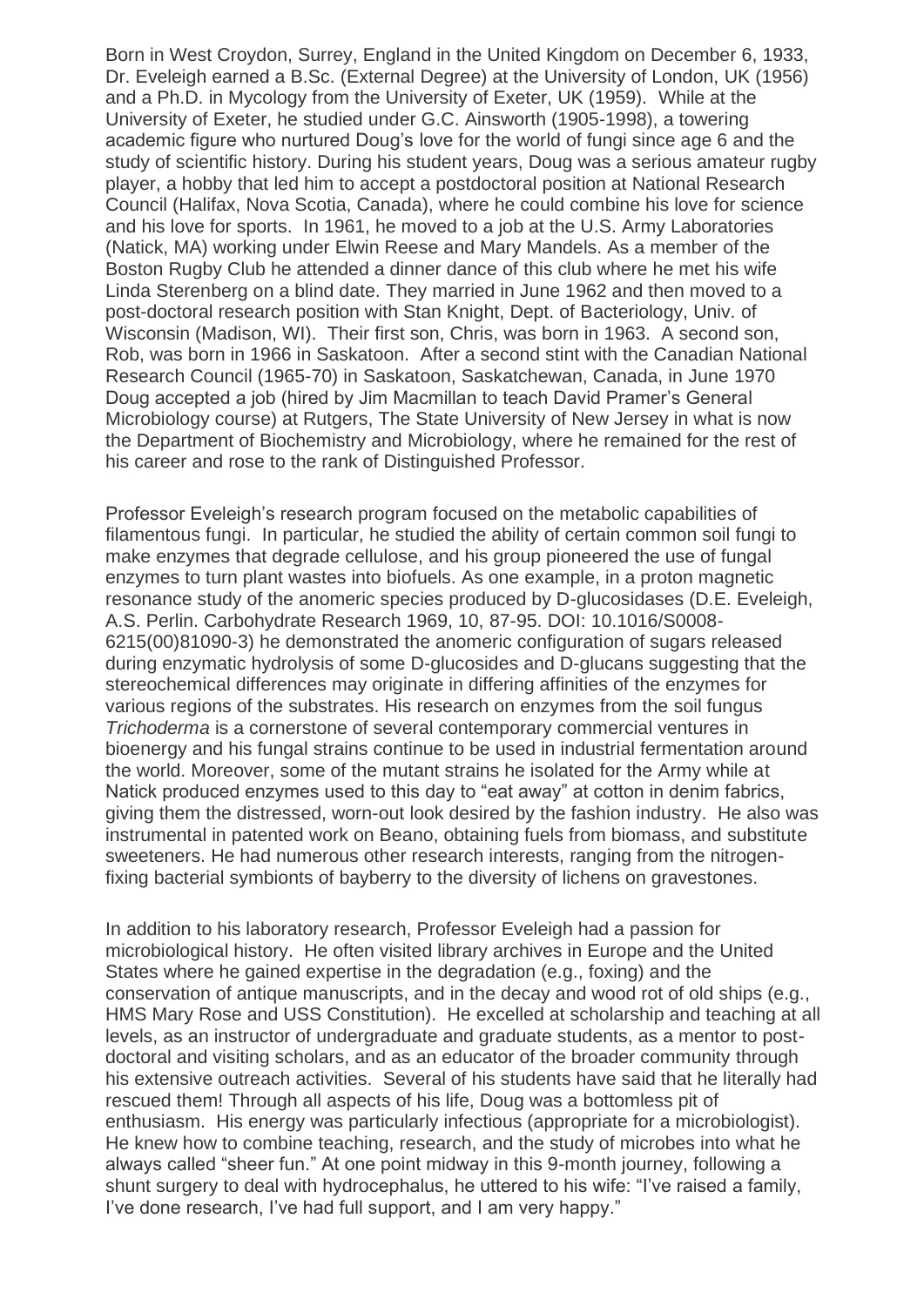Born in West Croydon, Surrey, England in the United Kingdom on December 6, 1933, Dr. Eveleigh earned a B.Sc. (External Degree) at the University of London, UK (1956) and a Ph.D. in Mycology from the University of Exeter, UK (1959). While at the University of Exeter, he studied under G.C. Ainsworth (1905-1998), a towering academic figure who nurtured Doug's love for the world of fungi since age 6 and the study of scientific history. During his student years, Doug was a serious amateur rugby player, a hobby that led him to accept a postdoctoral position at National Research Council (Halifax, Nova Scotia, Canada), where he could combine his love for science and his love for sports. In 1961, he moved to a job at the U.S. Army Laboratories (Natick, MA) working under Elwin Reese and Mary Mandels. As a member of the Boston Rugby Club he attended a dinner dance of this club where he met his wife Linda Sterenberg on a blind date. They married in June 1962 and then moved to a post-doctoral research position with Stan Knight, Dept. of Bacteriology, Univ. of Wisconsin (Madison, WI). Their first son, Chris, was born in 1963. A second son, Rob, was born in 1966 in Saskatoon. After a second stint with the Canadian National Research Council (1965-70) in Saskatoon, Saskatchewan, Canada, in June 1970 Doug accepted a job (hired by Jim Macmillan to teach David Pramer's General Microbiology course) at Rutgers, The State University of New Jersey in what is now the Department of Biochemistry and Microbiology, where he remained for the rest of his career and rose to the rank of Distinguished Professor.

Professor Eveleigh's research program focused on the metabolic capabilities of filamentous fungi. In particular, he studied the ability of certain common soil fungi to make enzymes that degrade cellulose, and his group pioneered the use of fungal enzymes to turn plant wastes into biofuels. As one example, in a proton magnetic resonance study of the anomeric species produced by D-glucosidases (D.E. Eveleigh, A.S. Perlin. Carbohydrate Research 1969, 10, 87-95. DOI: 10.1016/S0008-6215(00)81090-3) he demonstrated the anomeric configuration of sugars released during enzymatic hydrolysis of some D-glucosides and D-glucans suggesting that the stereochemical differences may originate in differing affinities of the enzymes for various regions of the substrates. His research on enzymes from the soil fungus *Trichoderma* is a cornerstone of several contemporary commercial ventures in bioenergy and his fungal strains continue to be used in industrial fermentation around the world. Moreover, some of the mutant strains he isolated for the Army while at Natick produced enzymes used to this day to "eat away" at cotton in denim fabrics, giving them the distressed, worn-out look desired by the fashion industry. He also was instrumental in patented work on Beano, obtaining fuels from biomass, and substitute sweeteners. He had numerous other research interests, ranging from the nitrogen-fixing bacterial symbionts of bayberry to the diversity of lichens on gravestones.

In addition to his laboratory research, Professor Eveleigh had a passion for microbiological history. He often visited library archives in Europe and the United States where he gained expertise in the degradation (e.g., foxing) and the conservation of antique manuscripts, and in the decay and wood rot of old ships (e.g., HMS Mary Rose and USS Constitution). He excelled at scholarship and teaching at all levels, as an instructor of undergraduate and graduate students, as a mentor to post-doctoral and visiting scholars, and as an educator of the broader community through his extensive outreach activities. Several of his students have said that he literally had rescued them! Through all aspects of his life, Doug was a bottomless pit of enthusiasm. His energy was particularly infectious (appropriate for a microbiologist). He knew how to combine teaching, research, and the study of microbes into what he always called "sheer fun." At one point midway in this 9-month journey, following a shunt surgery to deal with hydrocephalus, he uttered to his wife: "I've raised a family, I've done research, I've had full support, and I am very happy."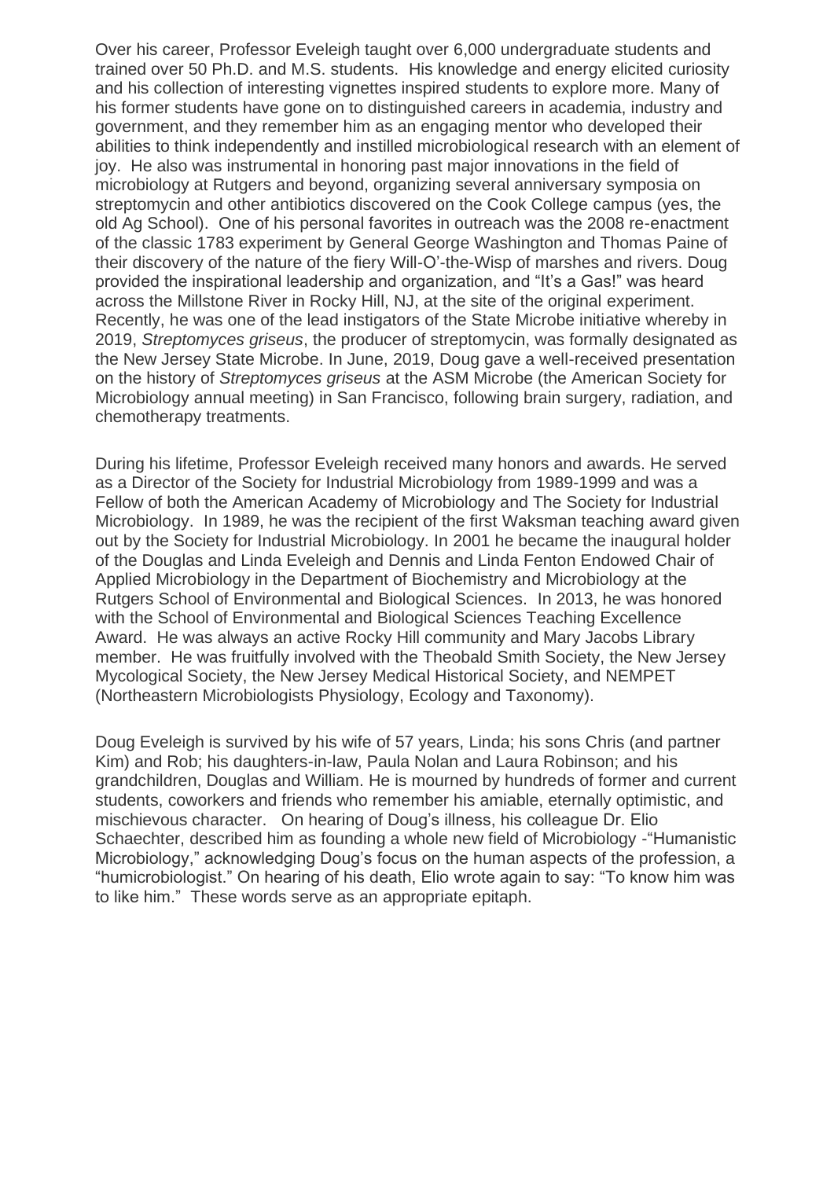Over his career, Professor Eveleigh taught over 6,000 undergraduate students and trained over 50 Ph.D. and M.S. students. His knowledge and energy elicited curiosity and his collection of interesting vignettes inspired students to explore more. Many of his former students have gone on to distinguished careers in academia, industry and government, and they remember him as an engaging mentor who developed their abilities to think independently and instilled microbiological research with an element of joy. He also was instrumental in honoring past major innovations in the field of microbiology at Rutgers and beyond, organizing several anniversary symposia on streptomycin and other antibiotics discovered on the Cook College campus (yes, the old Ag School). One of his personal favorites in outreach was the 2008 re-enactment of the classic 1783 experiment by General George Washington and Thomas Paine of their discovery of the nature of the fiery Will-O'-the-Wisp of marshes and rivers. Doug provided the inspirational leadership and organization, and "It's a Gas!" was heard across the Millstone River in Rocky Hill, NJ, at the site of the original experiment. Recently, he was one of the lead instigators of the State Microbe initiative whereby in 2019, *Streptomyces griseus*, the producer of streptomycin, was formally designated as the New Jersey State Microbe. In June, 2019, Doug gave a well-received presentation on the history of *Streptomyces griseus* at the ASM Microbe (the American Society for Microbiology annual meeting) in San Francisco, following brain surgery, radiation, and chemotherapy treatments.

During his lifetime, Professor Eveleigh received many honors and awards. He served as a Director of the Society for Industrial Microbiology from 1989-1999 and was a Fellow of both the American Academy of Microbiology and The Society for Industrial Microbiology. In 1989, he was the recipient of the first Waksman teaching award given out by the Society for Industrial Microbiology. In 2001 he became the inaugural holder of the Douglas and Linda Eveleigh and Dennis and Linda Fenton Endowed Chair of Applied Microbiology in the Department of Biochemistry and Microbiology at the Rutgers School of Environmental and Biological Sciences. In 2013, he was honored with the School of Environmental and Biological Sciences Teaching Excellence Award. He was always an active Rocky Hill community and Mary Jacobs Library member. He was fruitfully involved with the Theobald Smith Society, the New Jersey Mycological Society, the New Jersey Medical Historical Society, and NEMPET (Northeastern Microbiologists Physiology, Ecology and Taxonomy).

Doug Eveleigh is survived by his wife of 57 years, Linda; his sons Chris (and partner Kim) and Rob; his daughters-in-law, Paula Nolan and Laura Robinson; and his grandchildren, Douglas and William. He is mourned by hundreds of former and current students, coworkers and friends who remember his amiable, eternally optimistic, and mischievous character. On hearing of Doug's illness, his colleague Dr. Elio Schaechter, described him as founding a whole new field of Microbiology -"Humanistic Microbiology," acknowledging Doug's focus on the human aspects of the profession, a "humicrobiologist." On hearing of his death, Elio wrote again to say: "To know him was to like him." These words serve as an appropriate epitaph.